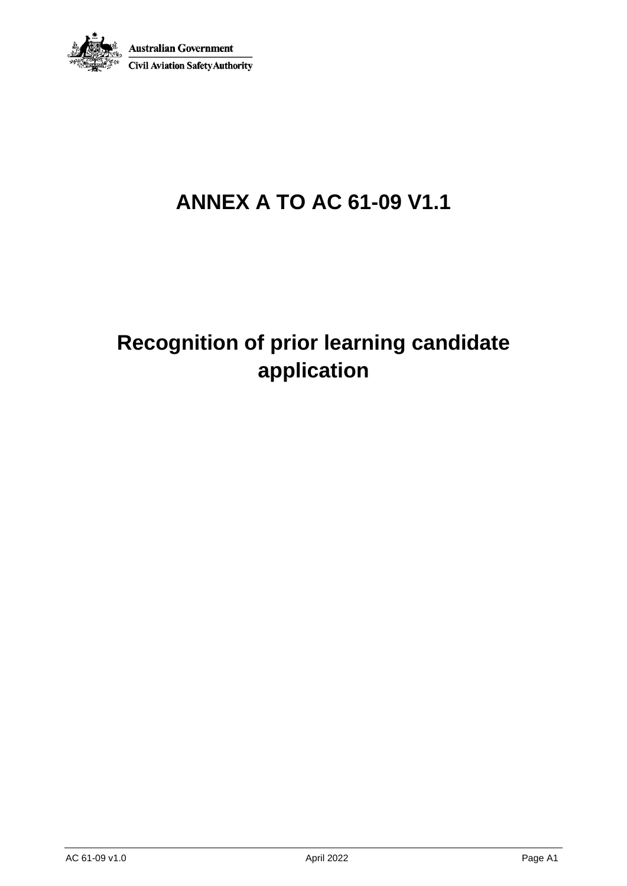Australian Government

Civil Aviation Safety Authority

# ANNEX A TO AC 61-09 V1.1

# Recognition of prior learning candidate application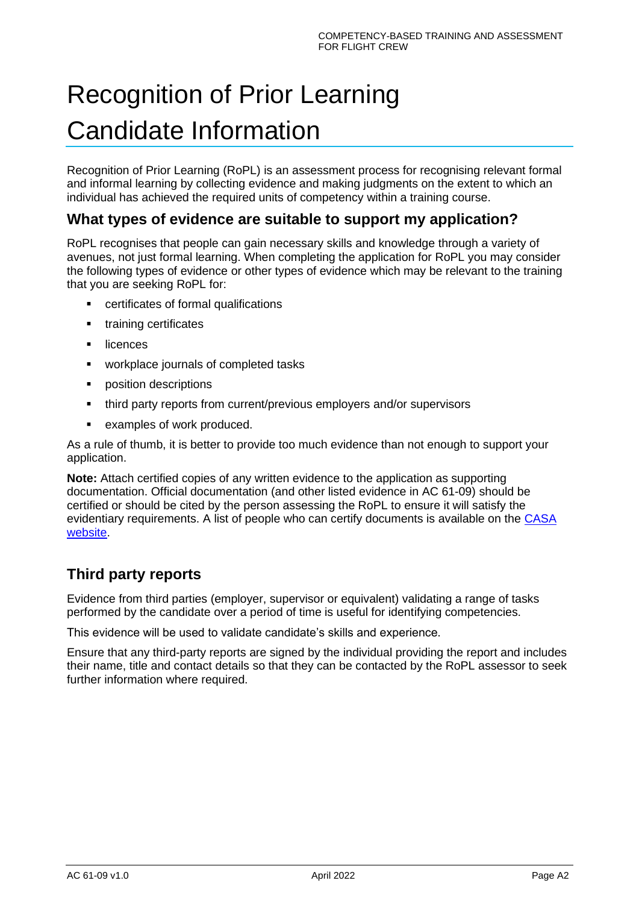# Recognition of Prior Learning Candidate Information

Recognition of Prior Learning (RoPL) is an assessment process for recognising relevant formal and informal learning by collecting evidence and making judgments on the extent to which an individual has achieved the required units of competency within a training course.

## What types of evidence are suitable to support my application?

RoPL recognises that people can gain necessary skills and knowledge through a variety of avenues, not just formal learning. When completing the application for RoPL you may consider the following types of evidence or other types of evidence which may be relevant to the training that you are seeking RoPL for:

- certificates of formal qualifications
- training certificates
- licences
- workplace journals of completed tasks
- position descriptions
- third party reports from current/previous employers and/or supervisors
- examples of work produced.

As a rule of thumb, it is better to provide too much evidence than not enough to support your application.

**Note:** Attach certified copies of any written evidence to the application as supporting documentation. Official documentation (and other listed evidence in AC 61-09) should be certified or should be cited by the person assessing the RoPL to ensure it will satisfy the evidentiary requirements. A list of people who can certify documents is available on the CASA website.

## Third party reports

Evidence from third parties (employer, supervisor or equivalent) validating a range of tasks performed by the candidate over a period of time is useful for identifying competencies.

This evidence will be used to validate candidate's skills and experience.

Ensure that any third-party reports are signed by the individual providing the report and includes their name, title and contact details so that they can be contacted by the RoPL assessor to seek further information where required.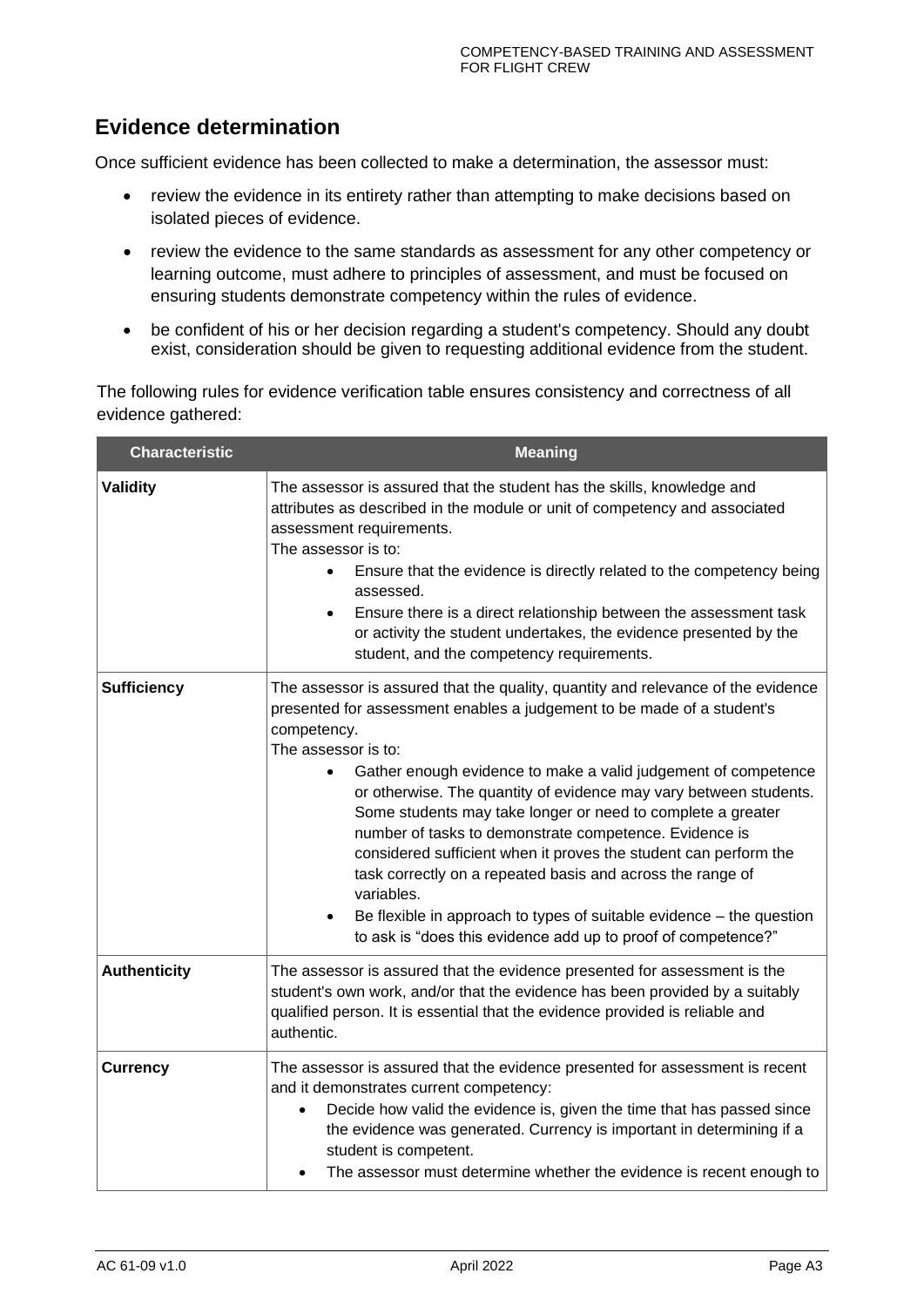## Evidence determination

Once sufficient evidence has been collected to make a determination, the assessor must:

- review the evidence in its entirety rather than attempting to make decisions based on isolated pieces of evidence.
- review the evidence to the same standards as assessment for any other competency or learning outcome, must adhere to principles of assessment, and must be focused on ensuring students demonstrate competency within the rules of evidence.
- be confident of his or her decision regarding a student's competency. Should any doubt exist, consideration should be given to requesting additional evidence from the student.

The following rules for evidence verification table ensures consistency and correctness of all evidence gathered:

| Characteristic | Meaning |
|---|---|
| **Validity** | The assessor is assured that the student has the skills, knowledge and attributes as described in the module or unit of competency and associated assessment requirements.<br>The assessor is to:<br>• Ensure that the evidence is directly related to the competency being assessed.<br>• Ensure there is a direct relationship between the assessment task or activity the student undertakes, the evidence presented by the student, and the competency requirements. |
| **Sufficiency** | The assessor is assured that the quality, quantity and relevance of the evidence presented for assessment enables a judgement to be made of a student's competency.<br>The assessor is to:<br>• Gather enough evidence to make a valid judgement of competence or otherwise. The quantity of evidence may vary between students. Some students may take longer or need to complete a greater number of tasks to demonstrate competence. Evidence is considered sufficient when it proves the student can perform the task correctly on a repeated basis and across the range of variables.<br>• Be flexible in approach to types of suitable evidence – the question to ask is "does this evidence add up to proof of competence?" |
| **Authenticity** | The assessor is assured that the evidence presented for assessment is the student's own work, and/or that the evidence has been provided by a suitably qualified person. It is essential that the evidence provided is reliable and authentic. |
| **Currency** | The assessor is assured that the evidence presented for assessment is recent and it demonstrates current competency:<br>• Decide how valid the evidence is, given the time that has passed since the evidence was generated. Currency is important in determining if a student is competent.<br>• The assessor must determine whether the evidence is recent enough to |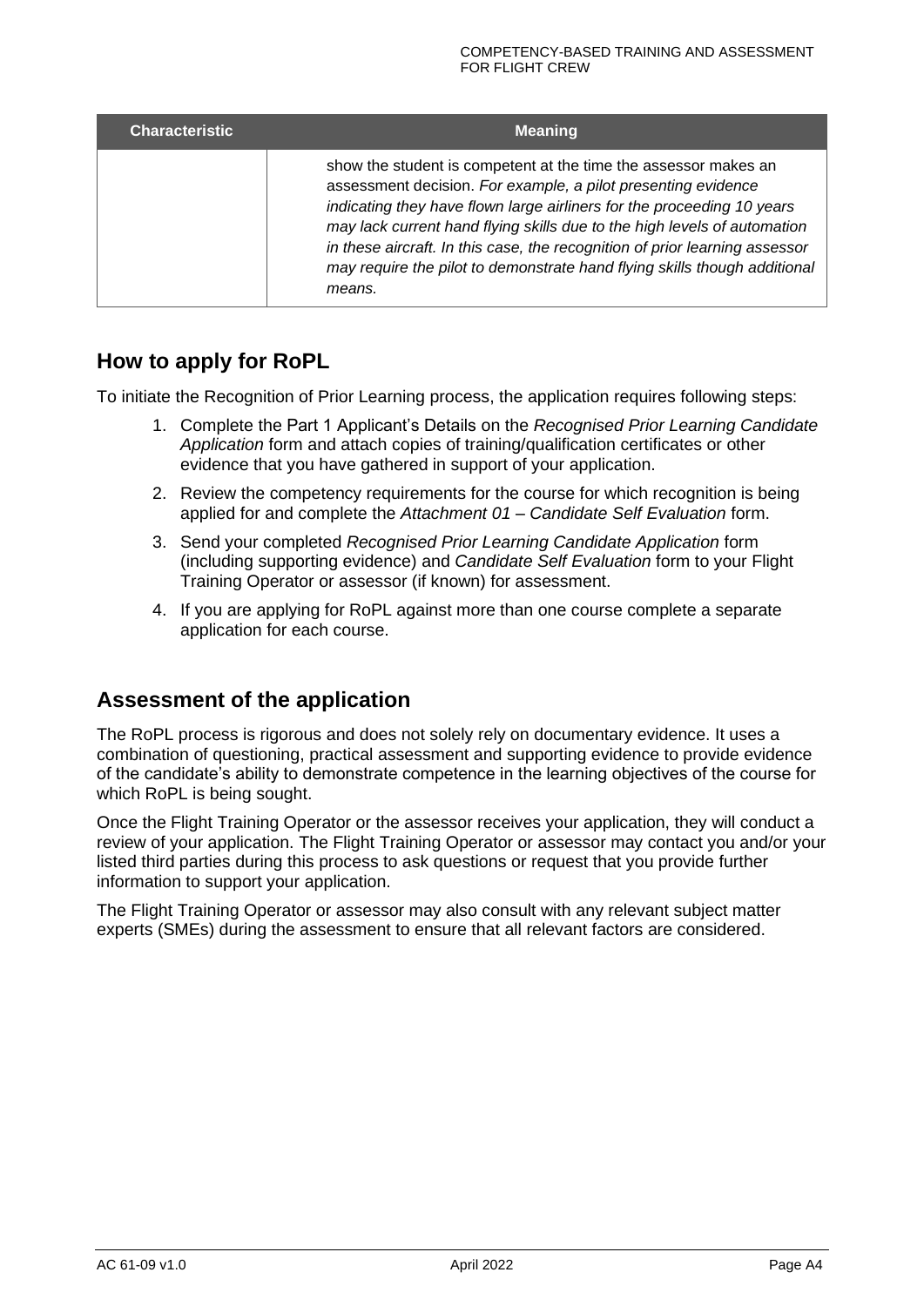| Characteristic | Meaning |
| --- | --- |
| | show the student is competent at the time the assessor makes an assessment decision. *For example, a pilot presenting evidence indicating they have flown large airliners for the proceeding 10 years may lack current hand flying skills due to the high levels of automation in these aircraft. In this case, the recognition of prior learning assessor may require the pilot to demonstrate hand flying skills though additional means.* |

## How to apply for RoPL

To initiate the Recognition of Prior Learning process, the application requires following steps:

1. Complete the Part 1 Applicant's Details on the *Recognised Prior Learning Candidate Application* form and attach copies of training/qualification certificates or other evidence that you have gathered in support of your application.
2. Review the competency requirements for the course for which recognition is being applied for and complete the *Attachment 01 – Candidate Self Evaluation* form.
3. Send your completed *Recognised Prior Learning Candidate Application* form (including supporting evidence) and *Candidate Self Evaluation* form to your Flight Training Operator or assessor (if known) for assessment.
4. If you are applying for RoPL against more than one course complete a separate application for each course.

## Assessment of the application

The RoPL process is rigorous and does not solely rely on documentary evidence. It uses a combination of questioning, practical assessment and supporting evidence to provide evidence of the candidate's ability to demonstrate competence in the learning objectives of the course for which RoPL is being sought.

Once the Flight Training Operator or the assessor receives your application, they will conduct a review of your application. The Flight Training Operator or assessor may contact you and/or your listed third parties during this process to ask questions or request that you provide further information to support your application.

The Flight Training Operator or assessor may also consult with any relevant subject matter experts (SMEs) during the assessment to ensure that all relevant factors are considered.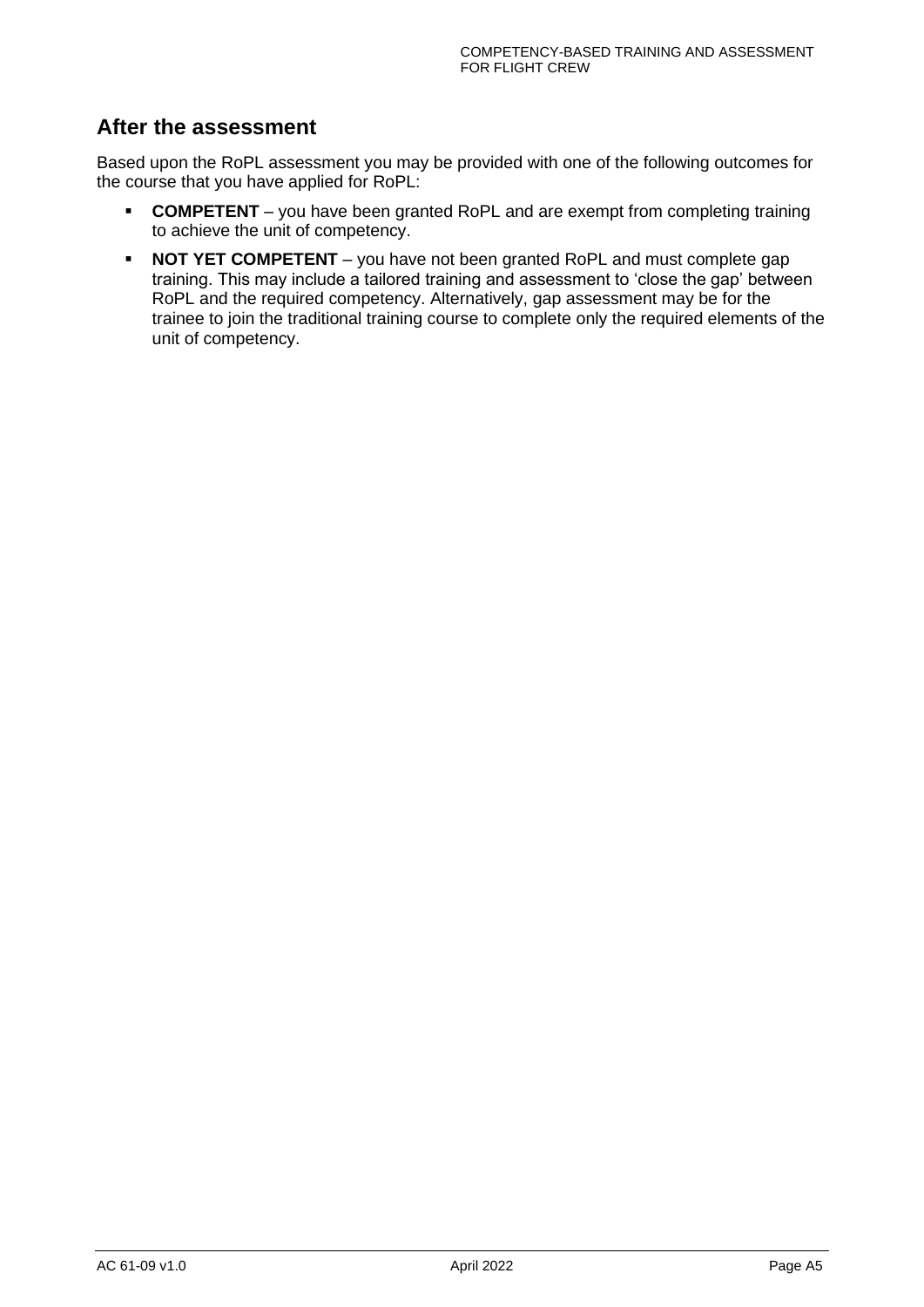## After the assessment

Based upon the RoPL assessment you may be provided with one of the following outcomes for the course that you have applied for RoPL:

- **COMPETENT** – you have been granted RoPL and are exempt from completing training to achieve the unit of competency.
- **NOT YET COMPETENT** – you have not been granted RoPL and must complete gap training. This may include a tailored training and assessment to 'close the gap' between RoPL and the required competency. Alternatively, gap assessment may be for the trainee to join the traditional training course to complete only the required elements of the unit of competency.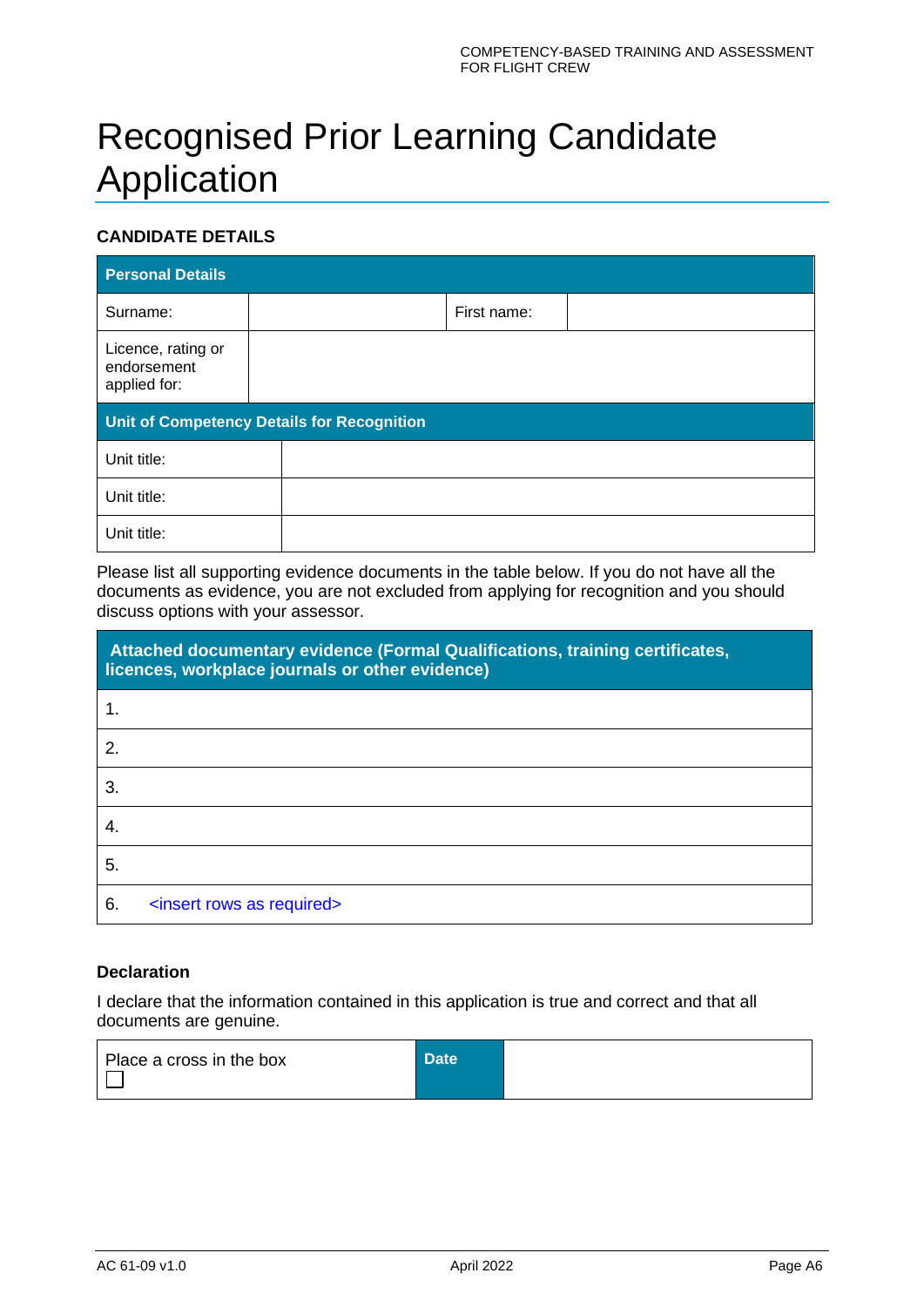# Recognised Prior Learning Candidate Application

### CANDIDATE DETAILS

| Personal Details | | | |
|---|---|---|---|
| Surname: | | First name: | |
| Licence, rating or endorsement applied for: | | | |

| Unit of Competency Details for Recognition | |
|---|---|
| Unit title: | |
| Unit title: | |
| Unit title: | |

Please list all supporting evidence documents in the table below. If you do not have all the documents as evidence, you are not excluded from applying for recognition and you should discuss options with your assessor.

| Attached documentary evidence (Formal Qualifications, training certificates, licences, workplace journals or other evidence) |
|---|
| 1. |
| 2. |
| 3. |
| 4. |
| 5. |
| 6. <insert rows as required> |

#### Declaration

I declare that the information contained in this application is true and correct and that all documents are genuine.

| Place a cross in the box ☐ | Date | |
|---|---|---|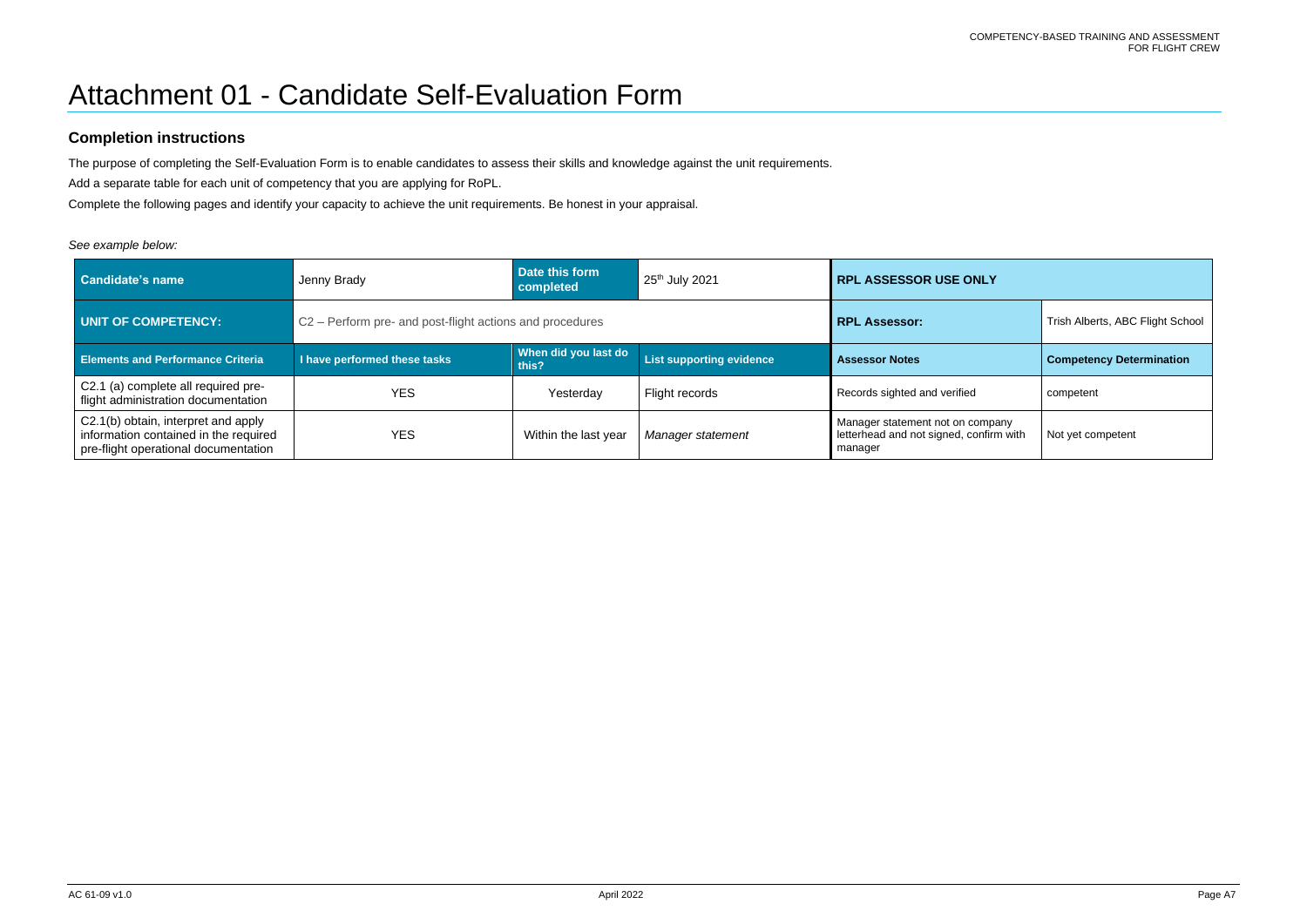# Attachment 01 - Candidate Self-Evaluation Form

## Completion instructions

The purpose of completing the Self-Evaluation Form is to enable candidates to assess their skills and knowledge against the unit requirements.

Add a separate table for each unit of competency that you are applying for RoPL.

Complete the following pages and identify your capacity to achieve the unit requirements. Be honest in your appraisal.

*See example below:*

| **Candidate's name** | Jenny Brady | **Date this form completed** | 25th July 2021 | **RPL ASSESSOR USE ONLY** | |
|---|---|---|---|---|---|
| **UNIT OF COMPETENCY:** | C2 – Perform pre- and post-flight actions and procedures | | | **RPL Assessor:** | Trish Alberts, ABC Flight School |
| **Elements and Performance Criteria** | **I have performed these tasks** | **When did you last do this?** | **List supporting evidence** | **Assessor Notes** | **Competency Determination** |
| C2.1 (a) complete all required pre-flight administration documentation | YES | Yesterday | Flight records | Records sighted and verified | competent |
| C2.1(b) obtain, interpret and apply information contained in the required pre-flight operational documentation | YES | Within the last year | *Manager statement* | Manager statement not on company letterhead and not signed, confirm with manager | Not yet competent |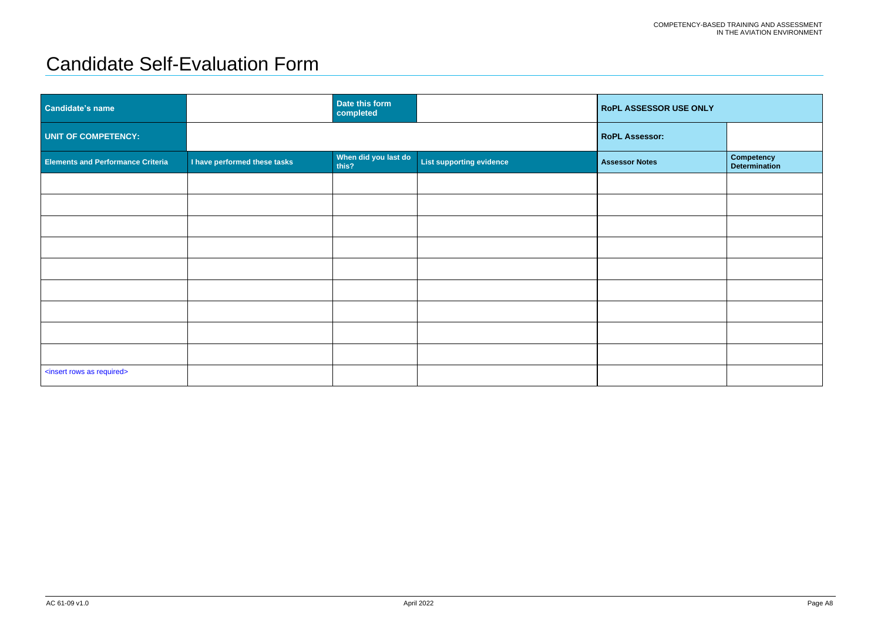# Candidate Self-Evaluation Form

| | | | | | |
|---|---|---|---|---|---|
| **Candidate's name** | | **Date this form completed** | | **RoPL ASSESSOR USE ONLY** | |
| **UNIT OF COMPETENCY:** | | | | **RoPL Assessor:** | |
| **Elements and Performance Criteria** | **I have performed these tasks** | **When did you last do this?** | **List supporting evidence** | **Assessor Notes** | **Competency Determination** |
| | | | | | |
| | | | | | |
| | | | | | |
| | | | | | |
| | | | | | |
| | | | | | |
| | | | | | |
| | | | | | |
| | | | | | |
| <insert rows as required> | | | | | |